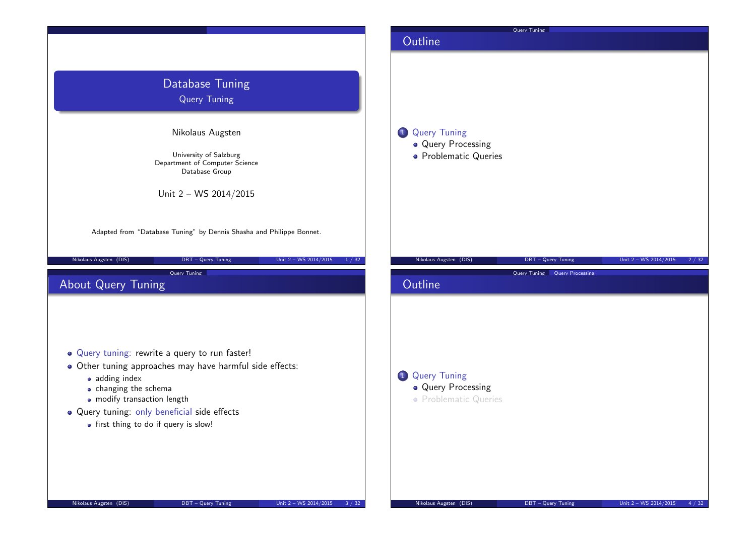# Database Tuning

## Query Tuning

Nikolaus Augsten

University of Salzburg
Department of Computer Science
Database Group

Unit 2 – WS 2014/2015

Adapted from "Database Tuning" by Dennis Shasha and Philippe Bonnet.

## Outline

1. Query Tuning
   - Query Processing
   - Problematic Queries

## About Query Tuning

- Query tuning: rewrite a query to run faster!
- Other tuning approaches may have harmful side effects:
  - adding index
  - changing the schema
  - modify transaction length
- Query tuning: only beneficial side effects
  - first thing to do if query is slow!

## Outline

1. Query Tuning
   - Query Processing
   - Problematic Queries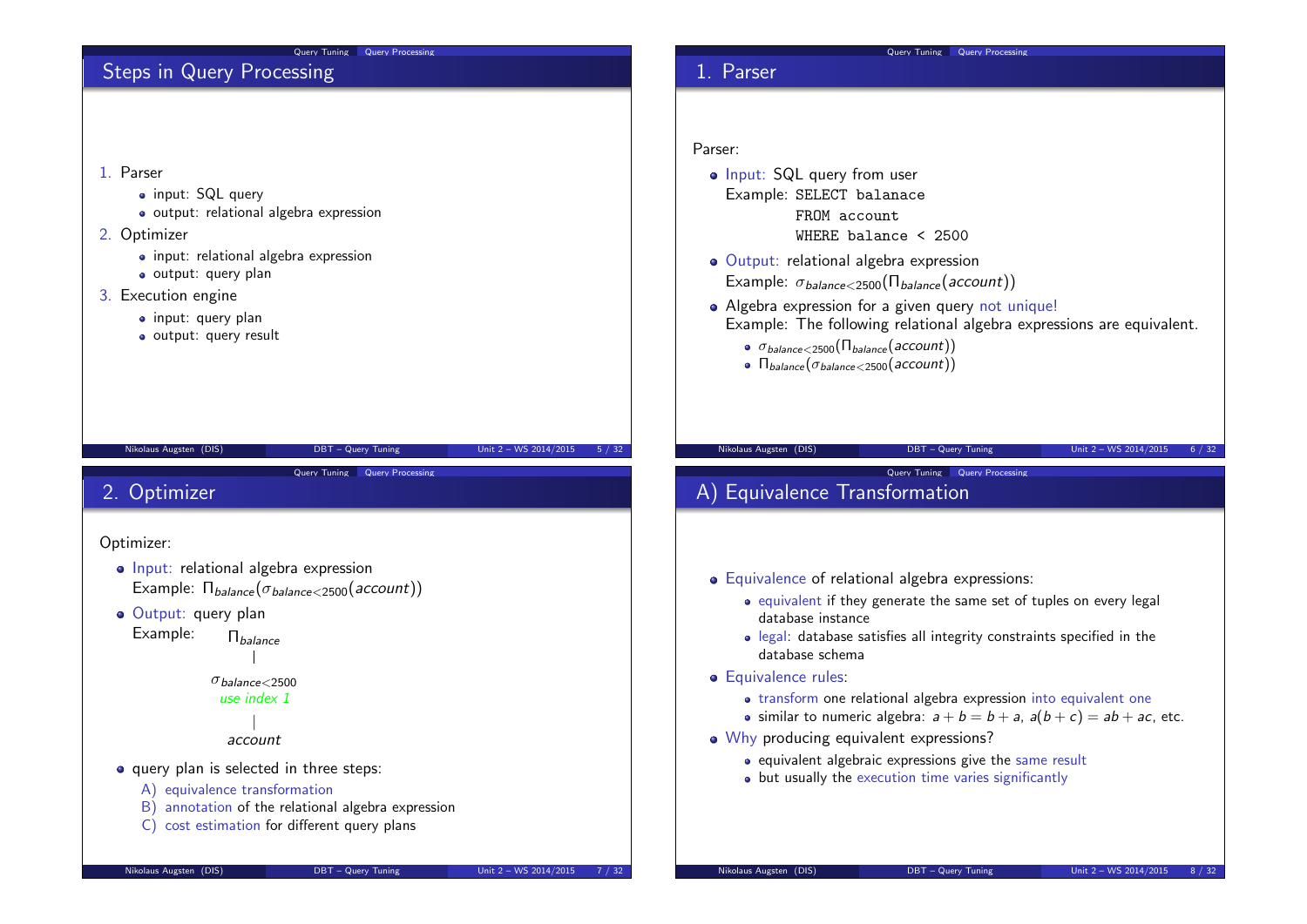## Steps in Query Processing

1. Parser
   - input: SQL query
   - output: relational algebra expression
2. Optimizer
   - input: relational algebra expression
   - output: query plan
3. Execution engine
   - input: query plan
   - output: query result

## 1. Parser

Parser:

- Input: SQL query from user
  Example:
  ```
  SELECT balanace
  FROM account
  WHERE balance < 2500
  ```
- Output: relational algebra expression
  Example: $\sigma_{balance<2500}(\Pi_{balance}(account))$
- Algebra expression for a given query not unique!
  Example: The following relational algebra expressions are equivalent.
  - $\sigma_{balance<2500}(\Pi_{balance}(account))$
  - $\Pi_{balance}(\sigma_{balance<2500}(account))$

## 2. Optimizer

Optimizer:

- Input: relational algebra expression
  Example: $\Pi_{balance}(\sigma_{balance<2500}(account))$
- Output: query plan
  Example:

```
      Π_balance
          |
   σ_balance<2500
     use index 1
          |
       account
```

- query plan is selected in three steps:
  A) equivalence transformation
  B) annotation of the relational algebra expression
  C) cost estimation for different query plans

## A) Equivalence Transformation

- Equivalence of relational algebra expressions:
  - equivalent if they generate the same set of tuples on every legal database instance
  - legal: database satisfies all integrity constraints specified in the database schema
- Equivalence rules:
  - transform one relational algebra expression into equivalent one
  - similar to numeric algebra: $a + b = b + a$, $a(b + c) = ab + ac$, etc.
- Why producing equivalent expressions?
  - equivalent algebraic expressions give the same result
  - but usually the execution time varies significantly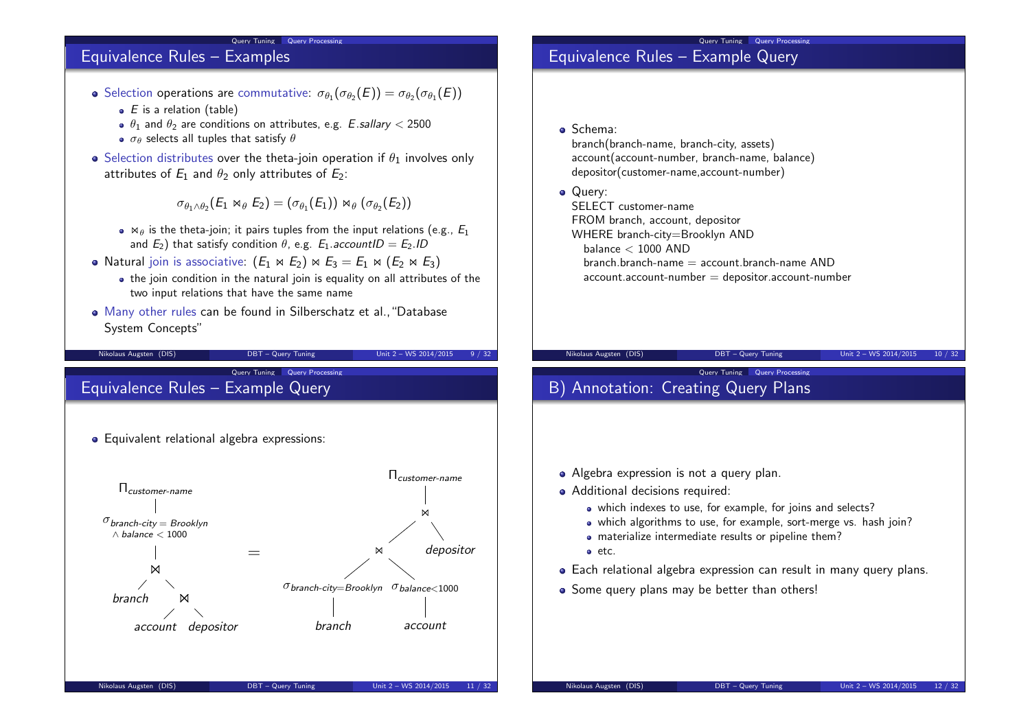## Equivalence Rules – Examples

- Selection operations are commutative: $\sigma_{\theta_1}(\sigma_{\theta_2}(E)) = \sigma_{\theta_2}(\sigma_{\theta_1}(E))$
  - $E$ is a relation (table)
  - $\theta_1$ and $\theta_2$ are conditions on attributes, e.g. $E.sallary < 2500$
  - $\sigma_\theta$ selects all tuples that satisfy $\theta$
- Selection distributes over the theta-join operation if $\theta_1$ involves only attributes of $E_1$ and $\theta_2$ only attributes of $E_2$:

$$\sigma_{\theta_1 \wedge \theta_2}(E_1 \bowtie_\theta E_2) = (\sigma_{\theta_1}(E_1)) \bowtie_\theta (\sigma_{\theta_2}(E_2))$$

  - $\bowtie_\theta$ is the theta-join; it pairs tuples from the input relations (e.g., $E_1$ and $E_2$) that satisfy condition $\theta$, e.g. $E_1.accountID = E_2.ID$
- Natural join is associative: $(E_1 \bowtie E_2) \bowtie E_3 = E_1 \bowtie (E_2 \bowtie E_3)$
  - the join condition in the natural join is equality on all attributes of the two input relations that have the same name
- Many other rules can be found in Silberschatz et al., "Database System Concepts"

## Equivalence Rules – Example Query

- Schema:
  branch(branch-name, branch-city, assets)
  account(account-number, branch-name, balance)
  depositor(customer-name,account-number)
- Query:

```
SELECT customer-name
FROM branch, account, depositor
WHERE branch-city=Brooklyn AND
  balance < 1000 AND
  branch.branch-name = account.branch-name AND
  account.account-number = depositor.account-number
```

## Equivalence Rules – Example Query

- Equivalent relational algebra expressions:

$$\Pi_{customer\text{-}name}(\sigma_{branch\text{-}city = Brooklyn \wedge balance < 1000}(branch \bowtie (account \bowtie depositor)))$$

$$= \Pi_{customer\text{-}name}((\sigma_{branch\text{-}city=Brooklyn}(branch) \bowtie \sigma_{balance<1000}(account)) \bowtie depositor)$$

## B) Annotation: Creating Query Plans

- Algebra expression is not a query plan.
- Additional decisions required:
  - which indexes to use, for example, for joins and selects?
  - which algorithms to use, for example, sort-merge vs. hash join?
  - materialize intermediate results or pipeline them?
  - etc.
- Each relational algebra expression can result in many query plans.
- Some query plans may be better than others!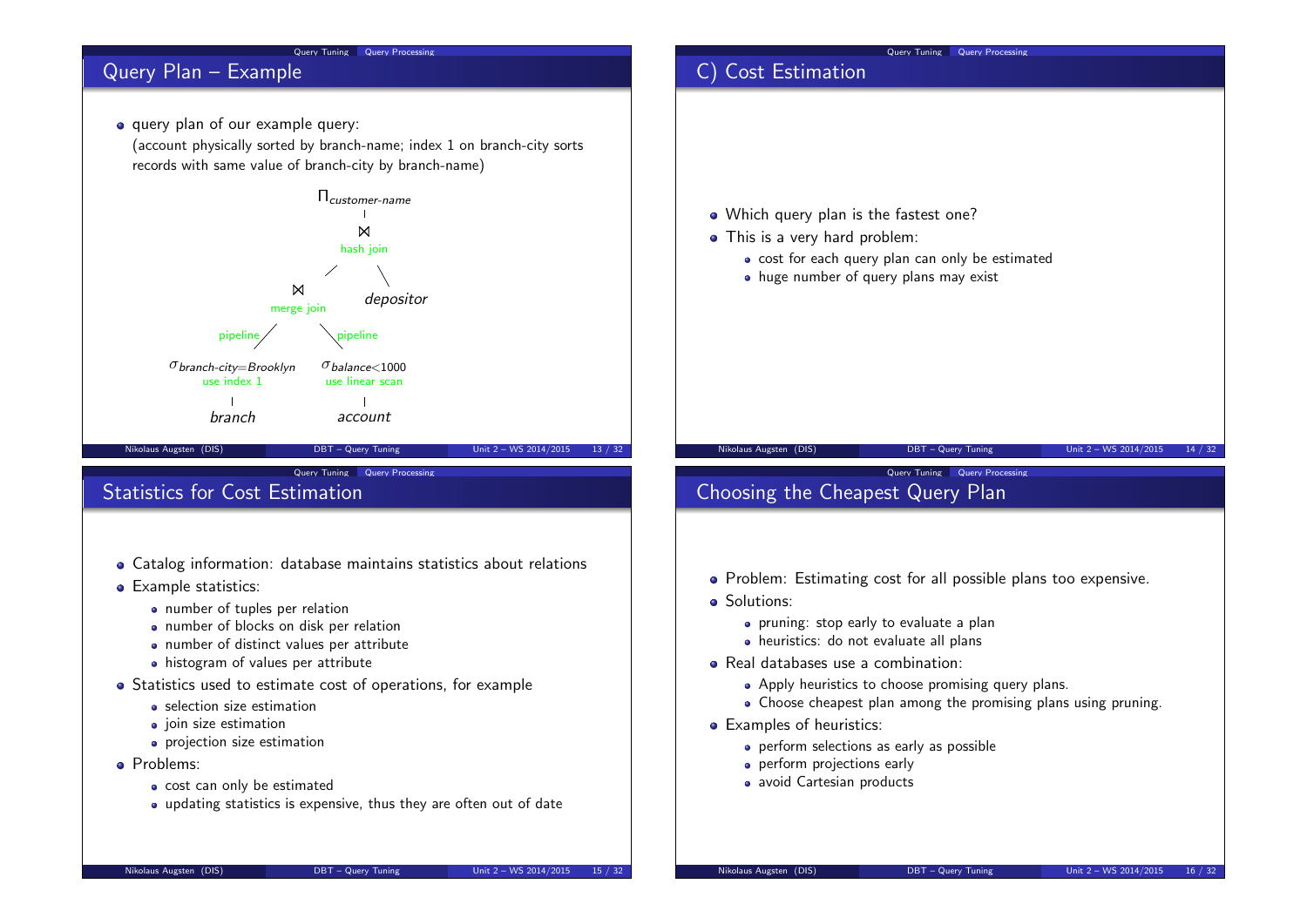## Query Plan – Example

- query plan of our example query:
  (account physically sorted by branch-name; index 1 on branch-city sorts records with same value of branch-city by branch-name)

```
                    Π_customer-name
                          |
                          ⋈
                      hash join
                     /         \
                    ⋈          depositor
               merge join
       pipeline /      \ pipeline
σ_branch-city=Brooklyn   σ_balance<1000
     use index 1          use linear scan
          |                     |
       branch                account
```

## C) Cost Estimation

- Which query plan is the fastest one?
- This is a very hard problem:
  - cost for each query plan can only be estimated
  - huge number of query plans may exist

## Statistics for Cost Estimation

- Catalog information: database maintains statistics about relations
- Example statistics:
  - number of tuples per relation
  - number of blocks on disk per relation
  - number of distinct values per attribute
  - histogram of values per attribute
- Statistics used to estimate cost of operations, for example
  - selection size estimation
  - join size estimation
  - projection size estimation
- Problems:
  - cost can only be estimated
  - updating statistics is expensive, thus they are often out of date

## Choosing the Cheapest Query Plan

- Problem: Estimating cost for all possible plans too expensive.
- Solutions:
  - pruning: stop early to evaluate a plan
  - heuristics: do not evaluate all plans
- Real databases use a combination:
  - Apply heuristics to choose promising query plans.
  - Choose cheapest plan among the promising plans using pruning.
- Examples of heuristics:
  - perform selections as early as possible
  - perform projections early
  - avoid Cartesian products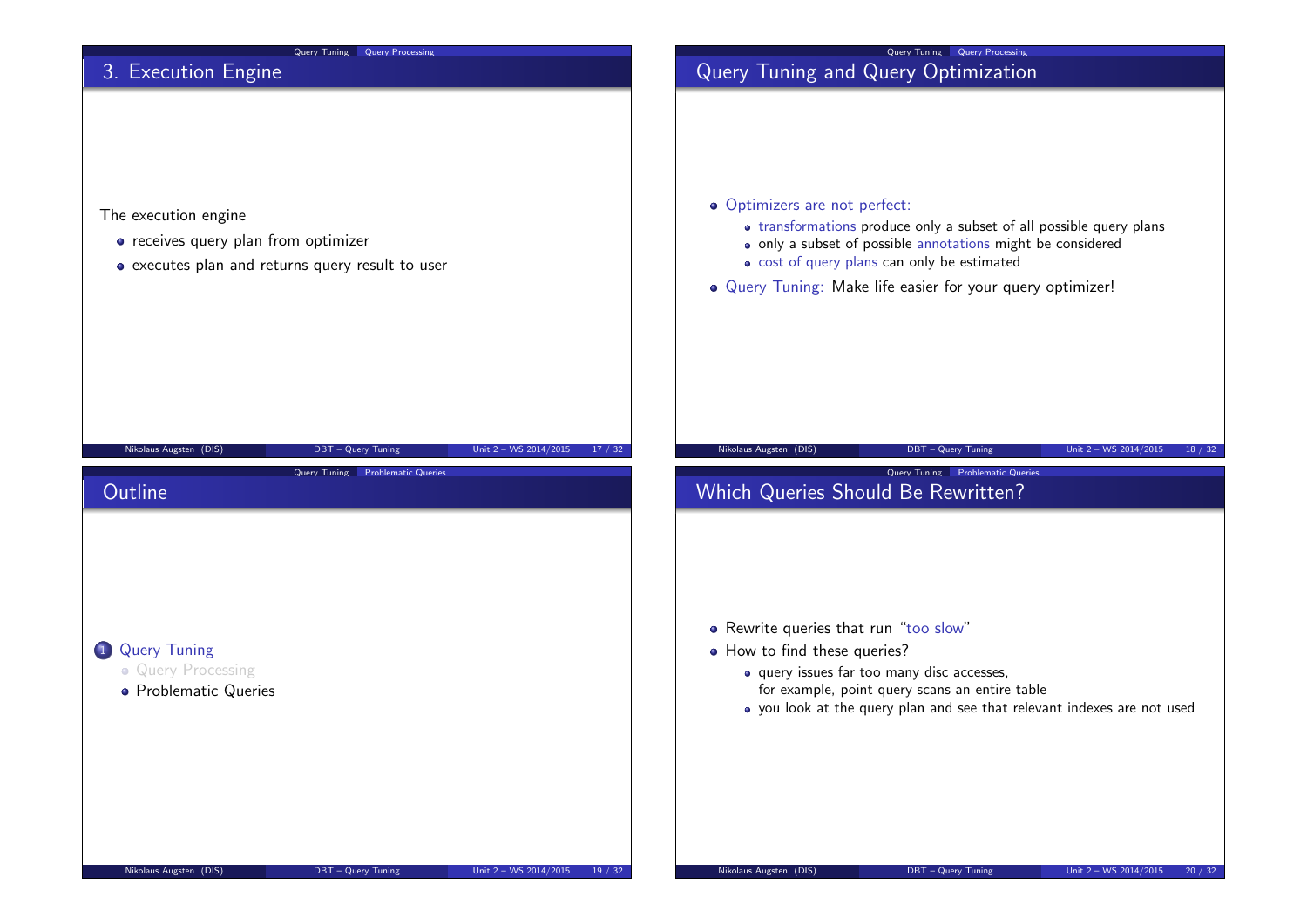## 3. Execution Engine

The execution engine

- receives query plan from optimizer
- executes plan and returns query result to user

## Query Tuning and Query Optimization

- Optimizers are not perfect:
  - transformations produce only a subset of all possible query plans
  - only a subset of possible annotations might be considered
  - cost of query plans can only be estimated
- Query Tuning: Make life easier for your query optimizer!

## Outline

1. Query Tuning
   - Query Processing
   - Problematic Queries

## Which Queries Should Be Rewritten?

- Rewrite queries that run "too slow"
- How to find these queries?
  - query issues far too many disc accesses, for example, point query scans an entire table
  - you look at the query plan and see that relevant indexes are not used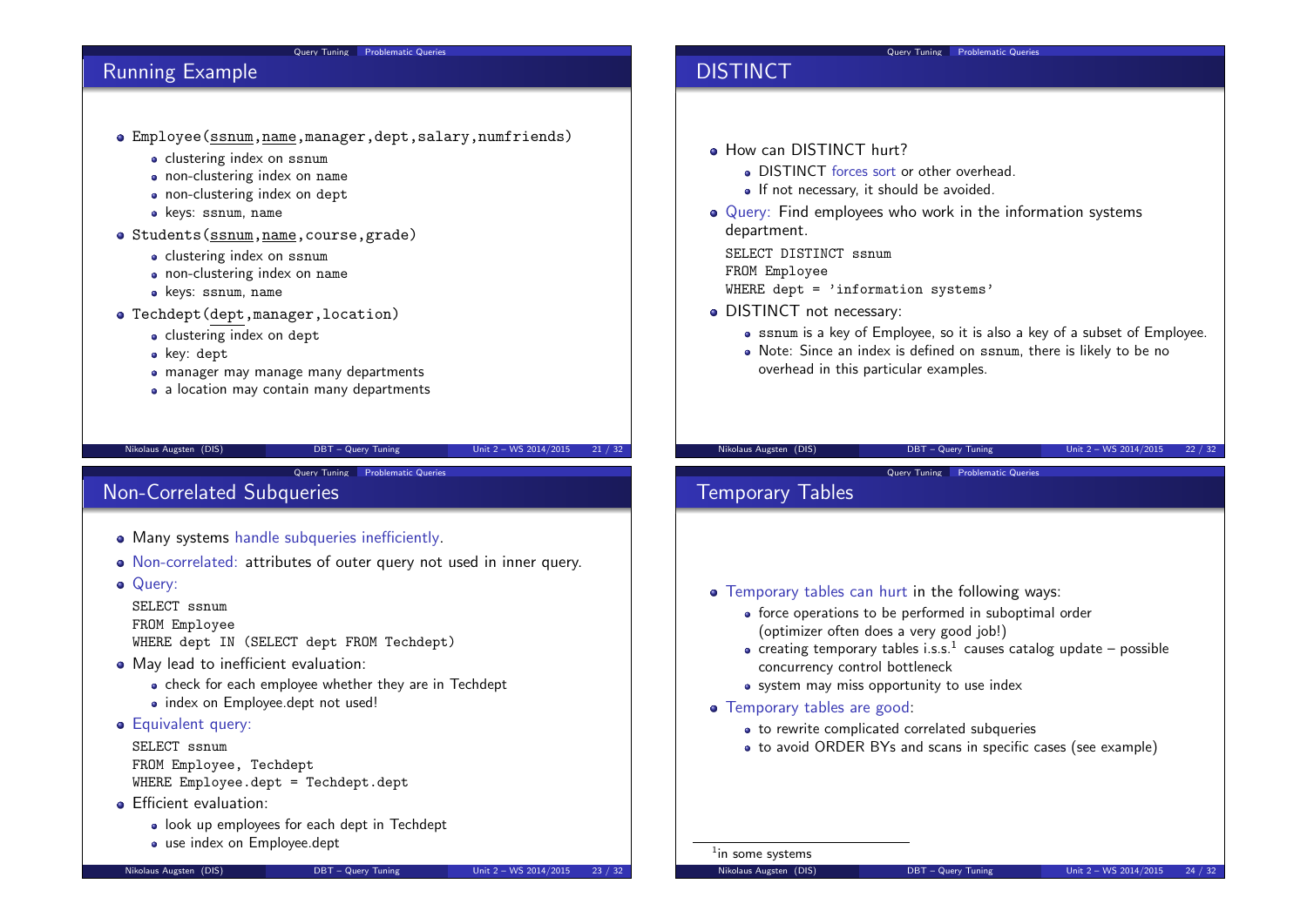## Running Example

- Employee(ssnum,name,manager,dept,salary,numfriends)
  - clustering index on ssnum
  - non-clustering index on name
  - non-clustering index on dept
  - keys: ssnum, name
- Students(ssnum,name,course,grade)
  - clustering index on ssnum
  - non-clustering index on name
  - keys: ssnum, name
- Techdept(dept,manager,location)
  - clustering index on dept
  - key: dept
  - manager may manage many departments
  - a location may contain many departments

## DISTINCT

- How can DISTINCT hurt?
  - DISTINCT forces sort or other overhead.
  - If not necessary, it should be avoided.
- Query: Find employees who work in the information systems department.

```
SELECT DISTINCT ssnum
FROM Employee
WHERE dept = 'information systems'
```

- DISTINCT not necessary:
  - ssnum is a key of Employee, so it is also a key of a subset of Employee.
  - Note: Since an index is defined on ssnum, there is likely to be no overhead in this particular examples.

## Non-Correlated Subqueries

- Many systems handle subqueries inefficiently.
- Non-correlated: attributes of outer query not used in inner query.
- Query:

```
SELECT ssnum
FROM Employee
WHERE dept IN (SELECT dept FROM Techdept)
```

- May lead to inefficient evaluation:
  - check for each employee whether they are in Techdept
  - index on Employee.dept not used!
- Equivalent query:

```
SELECT ssnum
FROM Employee, Techdept
WHERE Employee.dept = Techdept.dept
```

- Efficient evaluation:
  - look up employees for each dept in Techdept
  - use index on Employee.dept

## Temporary Tables

- Temporary tables can hurt in the following ways:
  - force operations to be performed in suboptimal order (optimizer often does a very good job!)
  - creating temporary tables i.s.s.[1] causes catalog update – possible concurrency control bottleneck
  - system may miss opportunity to use index
- Temporary tables are good:
  - to rewrite complicated correlated subqueries
  - to avoid ORDER BYs and scans in specific cases (see example)

[1] in some systems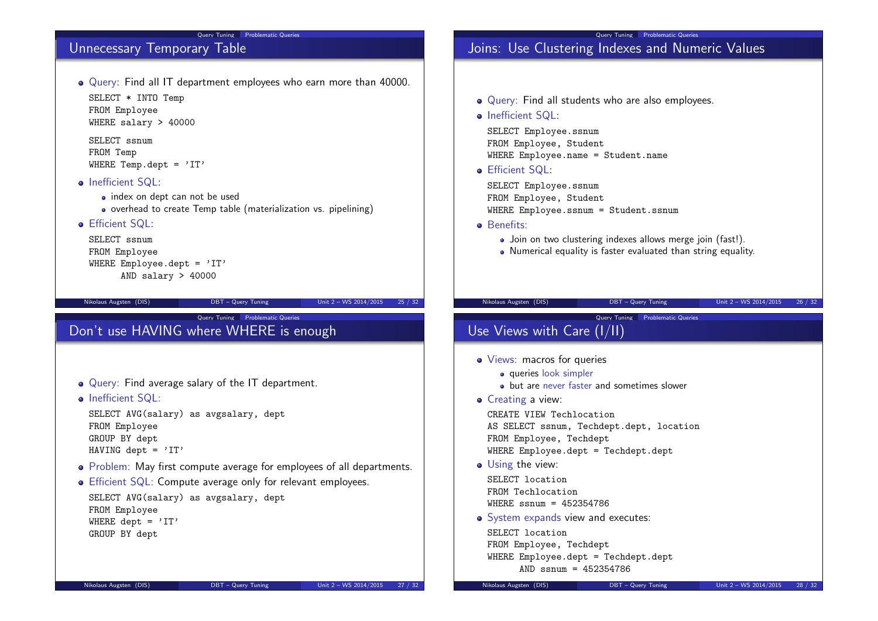## Unnecessary Temporary Table

- Query: Find all IT department employees who earn more than 40000.

```
SELECT * INTO Temp
FROM Employee
WHERE salary > 40000

SELECT ssnum
FROM Temp
WHERE Temp.dept = 'IT'
```

- Inefficient SQL:
  - index on dept can not be used
  - overhead to create Temp table (materialization vs. pipelining)
- Efficient SQL:

```
SELECT ssnum
FROM Employee
WHERE Employee.dept = 'IT'
      AND salary > 40000
```

## Joins: Use Clustering Indexes and Numeric Values

- Query: Find all students who are also employees.
- Inefficient SQL:

```
SELECT Employee.ssnum
FROM Employee, Student
WHERE Employee.name = Student.name
```

- Efficient SQL:

```
SELECT Employee.ssnum
FROM Employee, Student
WHERE Employee.ssnum = Student.ssnum
```

- Benefits:
  - Join on two clustering indexes allows merge join (fast!).
  - Numerical equality is faster evaluated than string equality.

## Don't use HAVING where WHERE is enough

- Query: Find average salary of the IT department.
- Inefficient SQL:

```
SELECT AVG(salary) as avgsalary, dept
FROM Employee
GROUP BY dept
HAVING dept = 'IT'
```

- Problem: May first compute average for employees of all departments.
- Efficient SQL: Compute average only for relevant employees.

```
SELECT AVG(salary) as avgsalary, dept
FROM Employee
WHERE dept = 'IT'
GROUP BY dept
```

## Use Views with Care (I/II)

- Views: macros for queries
  - queries look simpler
  - but are never faster and sometimes slower
- Creating a view:

```
CREATE VIEW Techlocation
AS SELECT ssnum, Techdept.dept, location
FROM Employee, Techdept
WHERE Employee.dept = Techdept.dept
```

- Using the view:

```
SELECT location
FROM Techlocation
WHERE ssnum = 452354786
```

- System expands view and executes:

```
SELECT location
FROM Employee, Techdept
WHERE Employee.dept = Techdept.dept
      AND ssnum = 452354786
```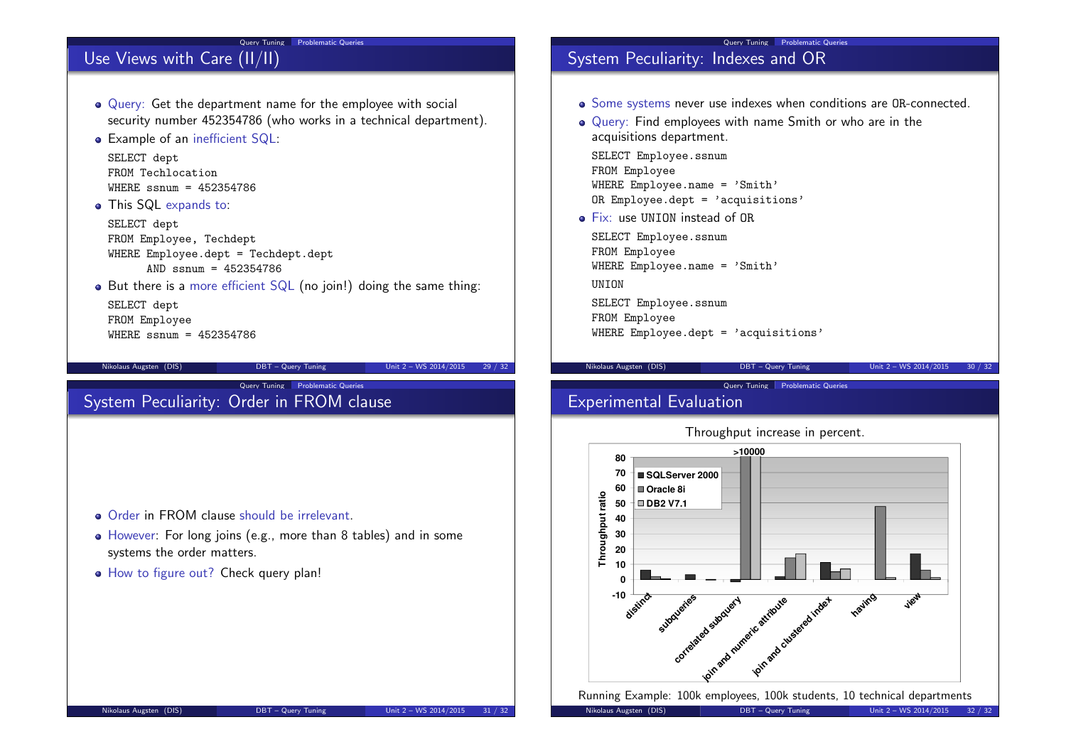## Use Views with Care (II/II)

- Query: Get the department name for the employee with social security number 452354786 (who works in a technical department).
- Example of an inefficient SQL:

```
SELECT dept
FROM Techlocation
WHERE ssnum = 452354786
```

- This SQL expands to:

```
SELECT dept
FROM Employee, Techdept
WHERE Employee.dept = Techdept.dept
      AND ssnum = 452354786
```

- But there is a more efficient SQL (no join!) doing the same thing:

```
SELECT dept
FROM Employee
WHERE ssnum = 452354786
```

## System Peculiarity: Indexes and OR

- Some systems never use indexes when conditions are OR-connected.
- Query: Find employees with name Smith or who are in the acquisitions department.

```
SELECT Employee.ssnum
FROM Employee
WHERE Employee.name = 'Smith'
OR Employee.dept = 'acquisitions'
```

- Fix: use UNION instead of OR

```
SELECT Employee.ssnum
FROM Employee
WHERE Employee.name = 'Smith'
UNION
SELECT Employee.ssnum
FROM Employee
WHERE Employee.dept = 'acquisitions'
```

## System Peculiarity: Order in FROM clause

- Order in FROM clause should be irrelevant.
- However: For long joins (e.g., more than 8 tables) and in some systems the order matters.
- How to figure out? Check query plan!

## Experimental Evaluation

Throughput increase in percent.

>10000

80
70
60
50
40
30
20
10
0
-10

Throughput ratio

SQLServer 2000
Oracle 8i
DB2 V7.1

distinct
subqueries
correlated subquery
join and numeric attribute
join and clustered index
having
view

Running Example: 100k employees, 100k students, 10 technical departments